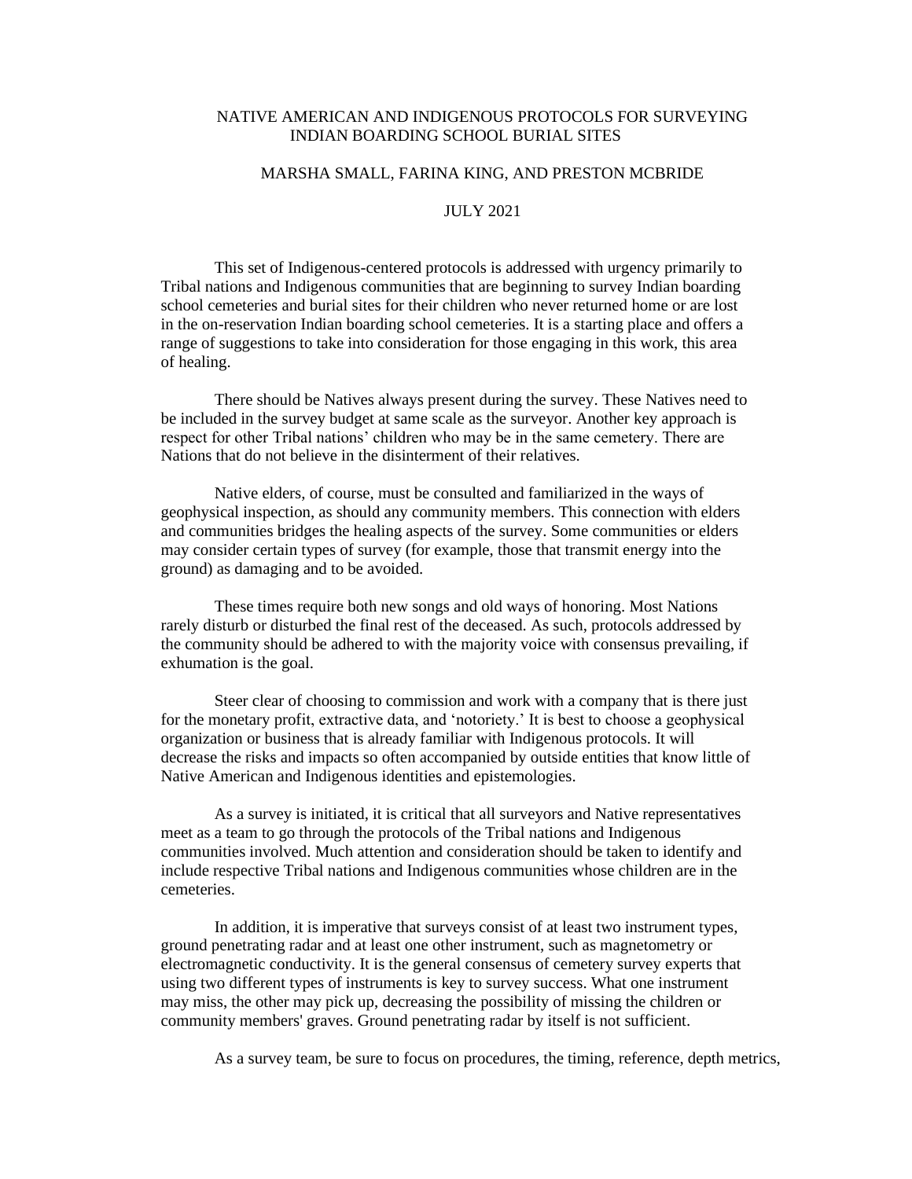# NATIVE AMERICAN AND INDIGENOUS PROTOCOLS FOR SURVEYING INDIAN BOARDING SCHOOL BURIAL SITES

MARSHA SMALL, FARINA KING, AND PRESTON MCBRIDE

JULY 2021

This set of Indigenous-centered protocols is addressed with urgency primarily to Tribal nations and Indigenous communities that are beginning to survey Indian boarding school cemeteries and burial sites for their children who never returned home or are lost in the on-reservation Indian boarding school cemeteries. It is a starting place and offers a range of suggestions to take into consideration for those engaging in this work, this area of healing.

There should be Natives always present during the survey. These Natives need to be included in the survey budget at same scale as the surveyor. Another key approach is respect for other Tribal nations' children who may be in the same cemetery. There are Nations that do not believe in the disinterment of their relatives.

Native elders, of course, must be consulted and familiarized in the ways of geophysical inspection, as should any community members. This connection with elders and communities bridges the healing aspects of the survey. Some communities or elders may consider certain types of survey (for example, those that transmit energy into the ground) as damaging and to be avoided.

These times require both new songs and old ways of honoring. Most Nations rarely disturb or disturbed the final rest of the deceased. As such, protocols addressed by the community should be adhered to with the majority voice with consensus prevailing, if exhumation is the goal.

Steer clear of choosing to commission and work with a company that is there just for the monetary profit, extractive data, and 'notoriety.' It is best to choose a geophysical organization or business that is already familiar with Indigenous protocols. It will decrease the risks and impacts so often accompanied by outside entities that know little of Native American and Indigenous identities and epistemologies.

As a survey is initiated, it is critical that all surveyors and Native representatives meet as a team to go through the protocols of the Tribal nations and Indigenous communities involved. Much attention and consideration should be taken to identify and include respective Tribal nations and Indigenous communities whose children are in the cemeteries.

In addition, it is imperative that surveys consist of at least two instrument types, ground penetrating radar and at least one other instrument, such as magnetometry or electromagnetic conductivity. It is the general consensus of cemetery survey experts that using two different types of instruments is key to survey success. What one instrument may miss, the other may pick up, decreasing the possibility of missing the children or community members' graves. Ground penetrating radar by itself is not sufficient.

As a survey team, be sure to focus on procedures, the timing, reference, depth metrics,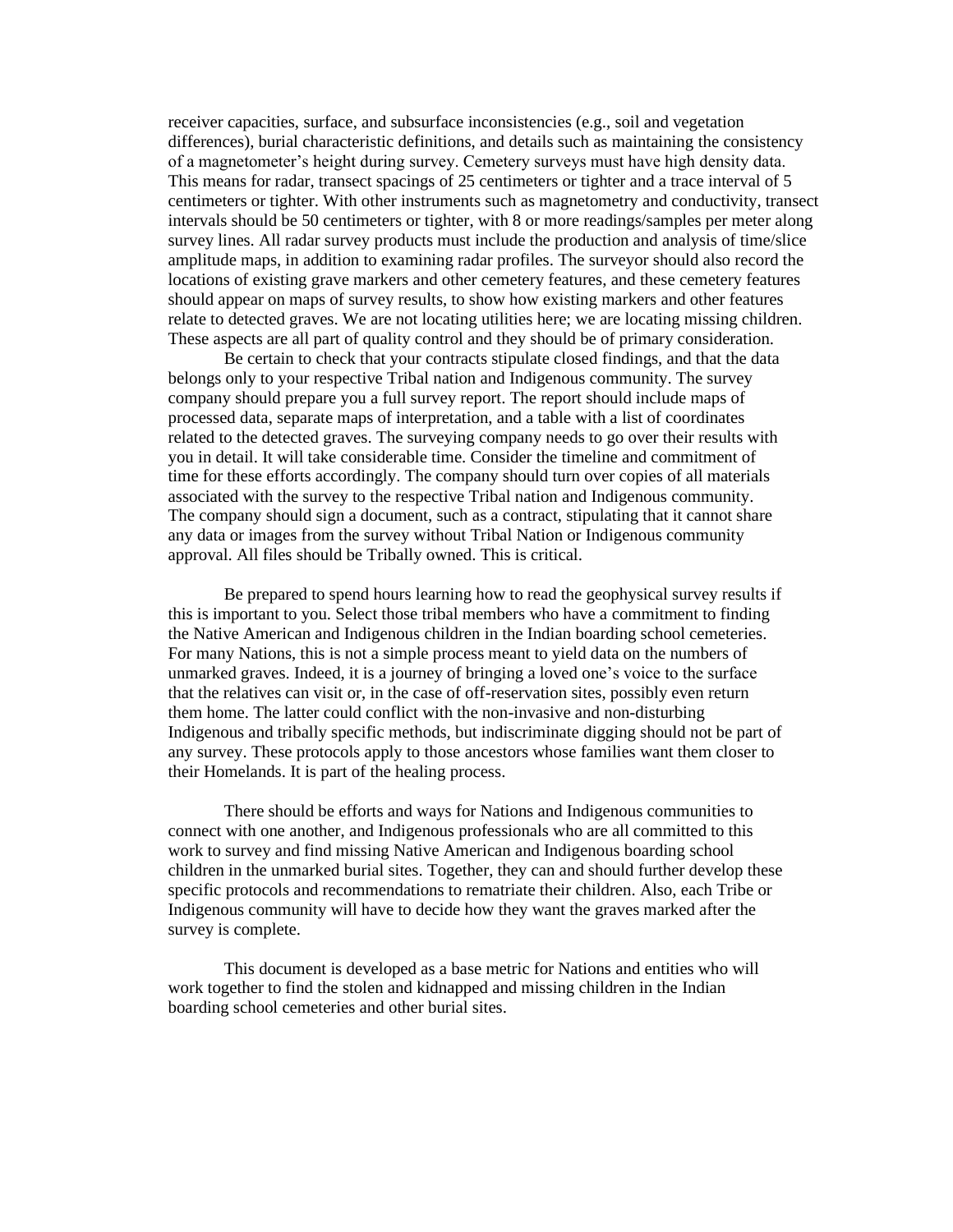receiver capacities, surface, and subsurface inconsistencies (e.g., soil and vegetation differences), burial characteristic definitions, and details such as maintaining the consistency of a magnetometer's height during survey. Cemetery surveys must have high density data. This means for radar, transect spacings of 25 centimeters or tighter and a trace interval of 5 centimeters or tighter. With other instruments such as magnetometry and conductivity, transect intervals should be 50 centimeters or tighter, with 8 or more readings/samples per meter along survey lines. All radar survey products must include the production and analysis of time/slice amplitude maps, in addition to examining radar profiles. The surveyor should also record the locations of existing grave markers and other cemetery features, and these cemetery features should appear on maps of survey results, to show how existing markers and other features relate to detected graves. We are not locating utilities here; we are locating missing children. These aspects are all part of quality control and they should be of primary consideration.

Be certain to check that your contracts stipulate closed findings, and that the data belongs only to your respective Tribal nation and Indigenous community. The survey company should prepare you a full survey report. The report should include maps of processed data, separate maps of interpretation, and a table with a list of coordinates related to the detected graves. The surveying company needs to go over their results with you in detail. It will take considerable time. Consider the timeline and commitment of time for these efforts accordingly. The company should turn over copies of all materials associated with the survey to the respective Tribal nation and Indigenous community. The company should sign a document, such as a contract, stipulating that it cannot share any data or images from the survey without Tribal Nation or Indigenous community approval. All files should be Tribally owned. This is critical.

Be prepared to spend hours learning how to read the geophysical survey results if this is important to you. Select those tribal members who have a commitment to finding the Native American and Indigenous children in the Indian boarding school cemeteries. For many Nations, this is not a simple process meant to yield data on the numbers of unmarked graves. Indeed, it is a journey of bringing a loved one's voice to the surface that the relatives can visit or, in the case of off-reservation sites, possibly even return them home. The latter could conflict with the non-invasive and non-disturbing Indigenous and tribally specific methods, but indiscriminate digging should not be part of any survey. These protocols apply to those ancestors whose families want them closer to their Homelands. It is part of the healing process.

There should be efforts and ways for Nations and Indigenous communities to connect with one another, and Indigenous professionals who are all committed to this work to survey and find missing Native American and Indigenous boarding school children in the unmarked burial sites. Together, they can and should further develop these specific protocols and recommendations to rematriate their children. Also, each Tribe or Indigenous community will have to decide how they want the graves marked after the survey is complete.

This document is developed as a base metric for Nations and entities who will work together to find the stolen and kidnapped and missing children in the Indian boarding school cemeteries and other burial sites.